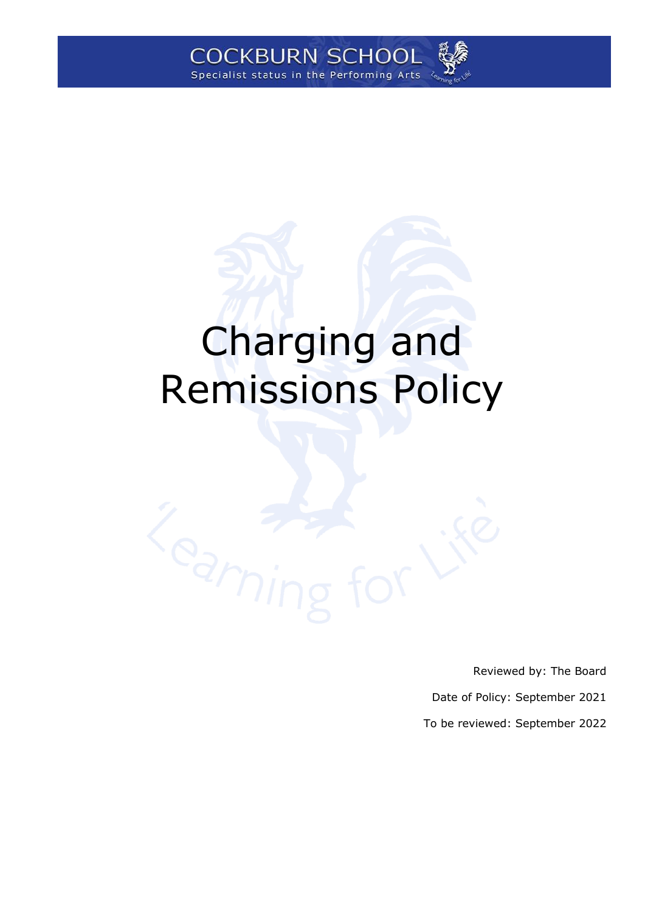COCKBURN SCHOOL

Specialist status in the Performing Arts

# Charging and Remissions Policy

Reviewed by: The Board

Date of Policy: September 2021

To be reviewed: September 2022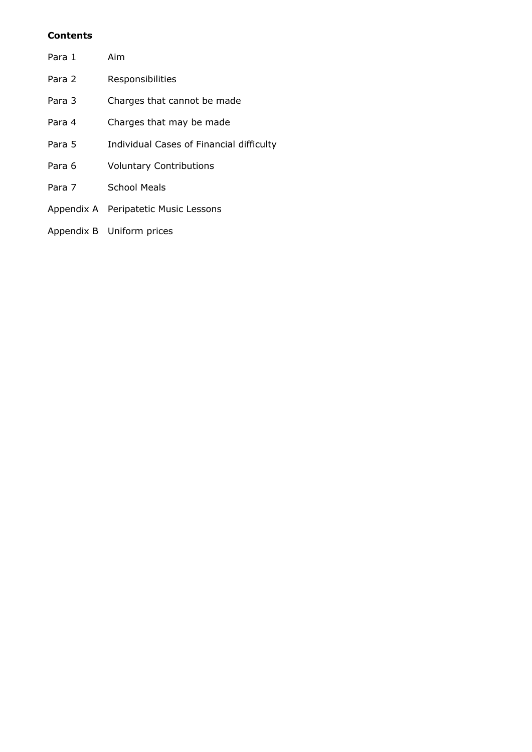**Contents**

| | |
|---|---|
| Para 1 | Aim |
| Para 2 | Responsibilities |
| Para 3 | Charges that cannot be made |
| Para 4 | Charges that may be made |
| Para 5 | Individual Cases of Financial difficulty |
| Para 6 | Voluntary Contributions |
| Para 7 | School Meals |
| Appendix A | Peripatetic Music Lessons |
| Appendix B | Uniform prices |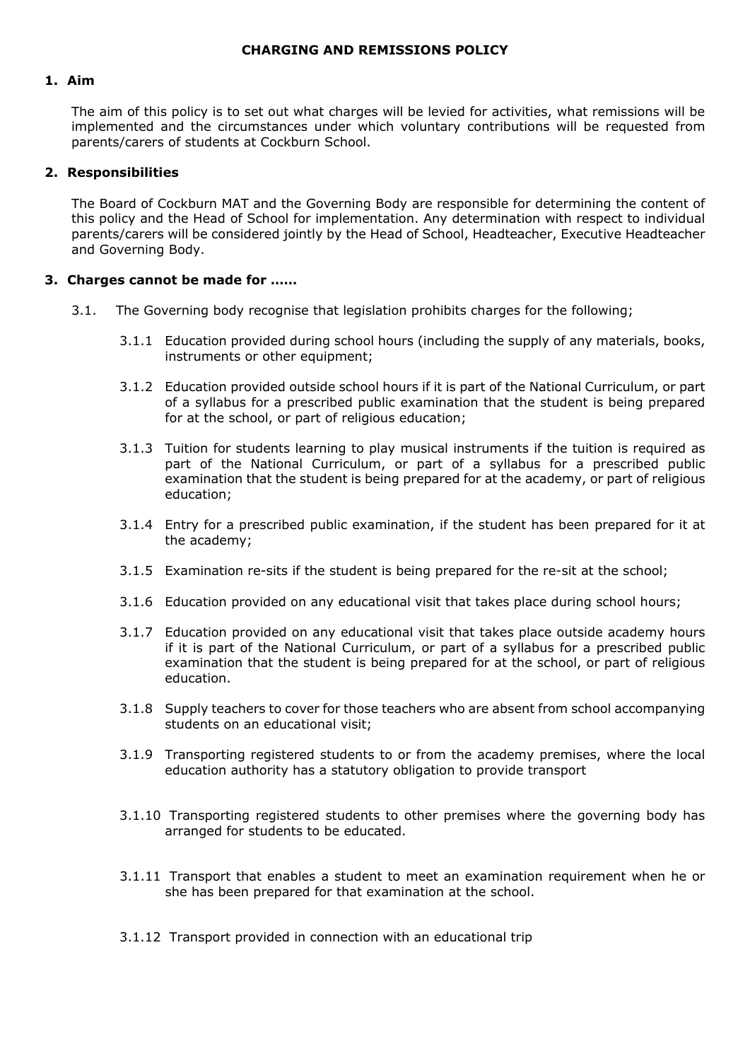**CHARGING AND REMISSIONS POLICY**

## 1. Aim

The aim of this policy is to set out what charges will be levied for activities, what remissions will be implemented and the circumstances under which voluntary contributions will be requested from parents/carers of students at Cockburn School.

## 2. Responsibilities

The Board of Cockburn MAT and the Governing Body are responsible for determining the content of this policy and the Head of School for implementation. Any determination with respect to individual parents/carers will be considered jointly by the Head of School, Headteacher, Executive Headteacher and Governing Body.

## 3. Charges cannot be made for ......

3.1. The Governing body recognise that legislation prohibits charges for the following;

3.1.1 Education provided during school hours (including the supply of any materials, books, instruments or other equipment;

3.1.2 Education provided outside school hours if it is part of the National Curriculum, or part of a syllabus for a prescribed public examination that the student is being prepared for at the school, or part of religious education;

3.1.3 Tuition for students learning to play musical instruments if the tuition is required as part of the National Curriculum, or part of a syllabus for a prescribed public examination that the student is being prepared for at the academy, or part of religious education;

3.1.4 Entry for a prescribed public examination, if the student has been prepared for it at the academy;

3.1.5 Examination re-sits if the student is being prepared for the re-sit at the school;

3.1.6 Education provided on any educational visit that takes place during school hours;

3.1.7 Education provided on any educational visit that takes place outside academy hours if it is part of the National Curriculum, or part of a syllabus for a prescribed public examination that the student is being prepared for at the school, or part of religious education.

3.1.8 Supply teachers to cover for those teachers who are absent from school accompanying students on an educational visit;

3.1.9 Transporting registered students to or from the academy premises, where the local education authority has a statutory obligation to provide transport

3.1.10 Transporting registered students to other premises where the governing body has arranged for students to be educated.

3.1.11 Transport that enables a student to meet an examination requirement when he or she has been prepared for that examination at the school.

3.1.12 Transport provided in connection with an educational trip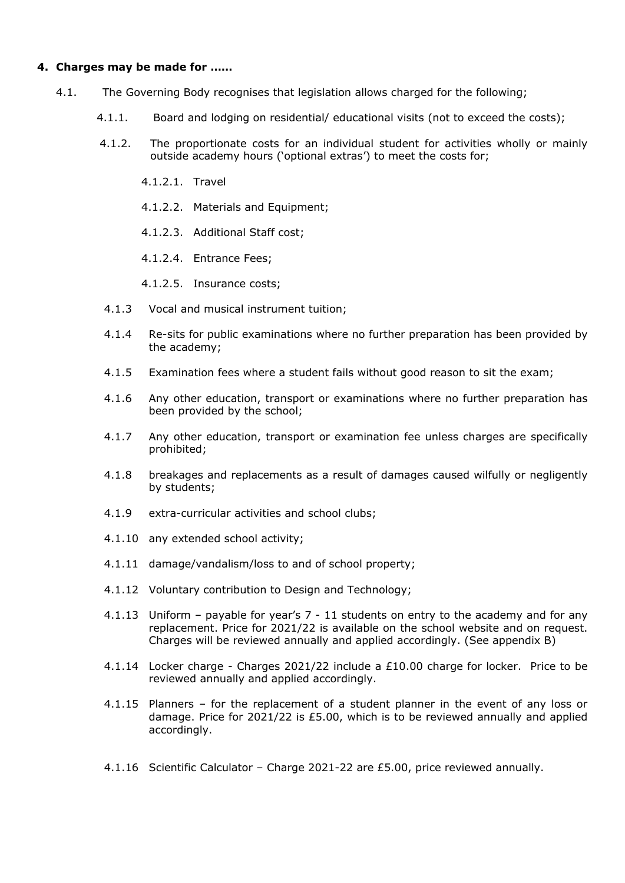## 4. Charges may be made for ……

4.1. The Governing Body recognises that legislation allows charged for the following;

- 4.1.1. Board and lodging on residential/ educational visits (not to exceed the costs);
- 4.1.2. The proportionate costs for an individual student for activities wholly or mainly outside academy hours ('optional extras') to meet the costs for;
  - 4.1.2.1. Travel
  - 4.1.2.2. Materials and Equipment;
  - 4.1.2.3. Additional Staff cost;
  - 4.1.2.4. Entrance Fees;
  - 4.1.2.5. Insurance costs;
- 4.1.3 Vocal and musical instrument tuition;
- 4.1.4 Re-sits for public examinations where no further preparation has been provided by the academy;
- 4.1.5 Examination fees where a student fails without good reason to sit the exam;
- 4.1.6 Any other education, transport or examinations where no further preparation has been provided by the school;
- 4.1.7 Any other education, transport or examination fee unless charges are specifically prohibited;
- 4.1.8 breakages and replacements as a result of damages caused wilfully or negligently by students;
- 4.1.9 extra-curricular activities and school clubs;
- 4.1.10 any extended school activity;
- 4.1.11 damage/vandalism/loss to and of school property;
- 4.1.12 Voluntary contribution to Design and Technology;
- 4.1.13 Uniform – payable for year's 7 - 11 students on entry to the academy and for any replacement. Price for 2021/22 is available on the school website and on request. Charges will be reviewed annually and applied accordingly. (See appendix B)
- 4.1.14 Locker charge - Charges 2021/22 include a £10.00 charge for locker. Price to be reviewed annually and applied accordingly.
- 4.1.15 Planners – for the replacement of a student planner in the event of any loss or damage. Price for 2021/22 is £5.00, which is to be reviewed annually and applied accordingly.
- 4.1.16 Scientific Calculator – Charge 2021-22 are £5.00, price reviewed annually.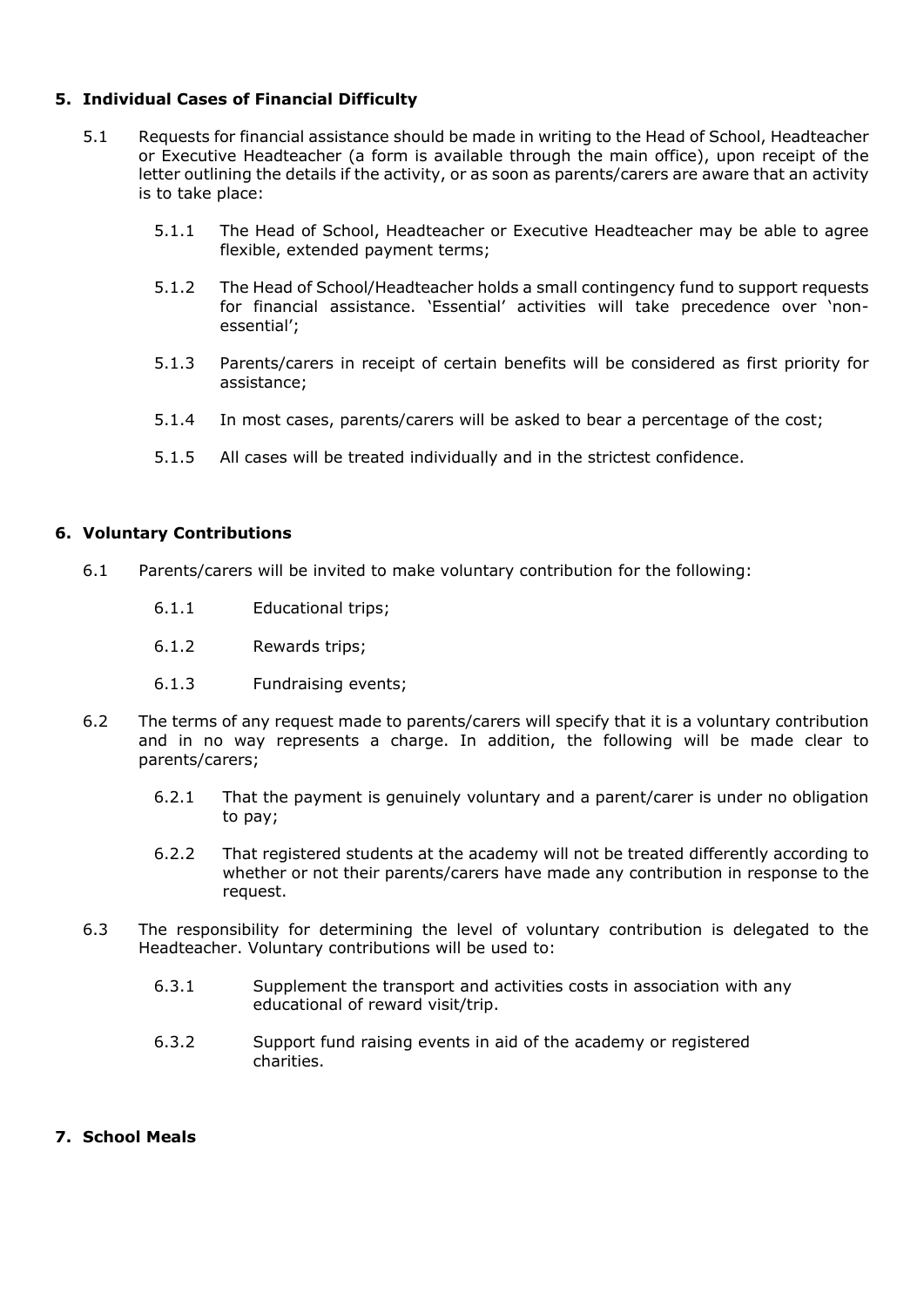## 5. Individual Cases of Financial Difficulty

5.1 Requests for financial assistance should be made in writing to the Head of School, Headteacher or Executive Headteacher (a form is available through the main office), upon receipt of the letter outlining the details if the activity, or as soon as parents/carers are aware that an activity is to take place:

- 5.1.1 The Head of School, Headteacher or Executive Headteacher may be able to agree flexible, extended payment terms;
- 5.1.2 The Head of School/Headteacher holds a small contingency fund to support requests for financial assistance. 'Essential' activities will take precedence over 'non-essential';
- 5.1.3 Parents/carers in receipt of certain benefits will be considered as first priority for assistance;
- 5.1.4 In most cases, parents/carers will be asked to bear a percentage of the cost;
- 5.1.5 All cases will be treated individually and in the strictest confidence.

## 6. Voluntary Contributions

6.1 Parents/carers will be invited to make voluntary contribution for the following:

- 6.1.1 Educational trips;
- 6.1.2 Rewards trips;
- 6.1.3 Fundraising events;

6.2 The terms of any request made to parents/carers will specify that it is a voluntary contribution and in no way represents a charge. In addition, the following will be made clear to parents/carers;

- 6.2.1 That the payment is genuinely voluntary and a parent/carer is under no obligation to pay;
- 6.2.2 That registered students at the academy will not be treated differently according to whether or not their parents/carers have made any contribution in response to the request.

6.3 The responsibility for determining the level of voluntary contribution is delegated to the Headteacher. Voluntary contributions will be used to:

- 6.3.1 Supplement the transport and activities costs in association with any educational of reward visit/trip.
- 6.3.2 Support fund raising events in aid of the academy or registered charities.

## 7. School Meals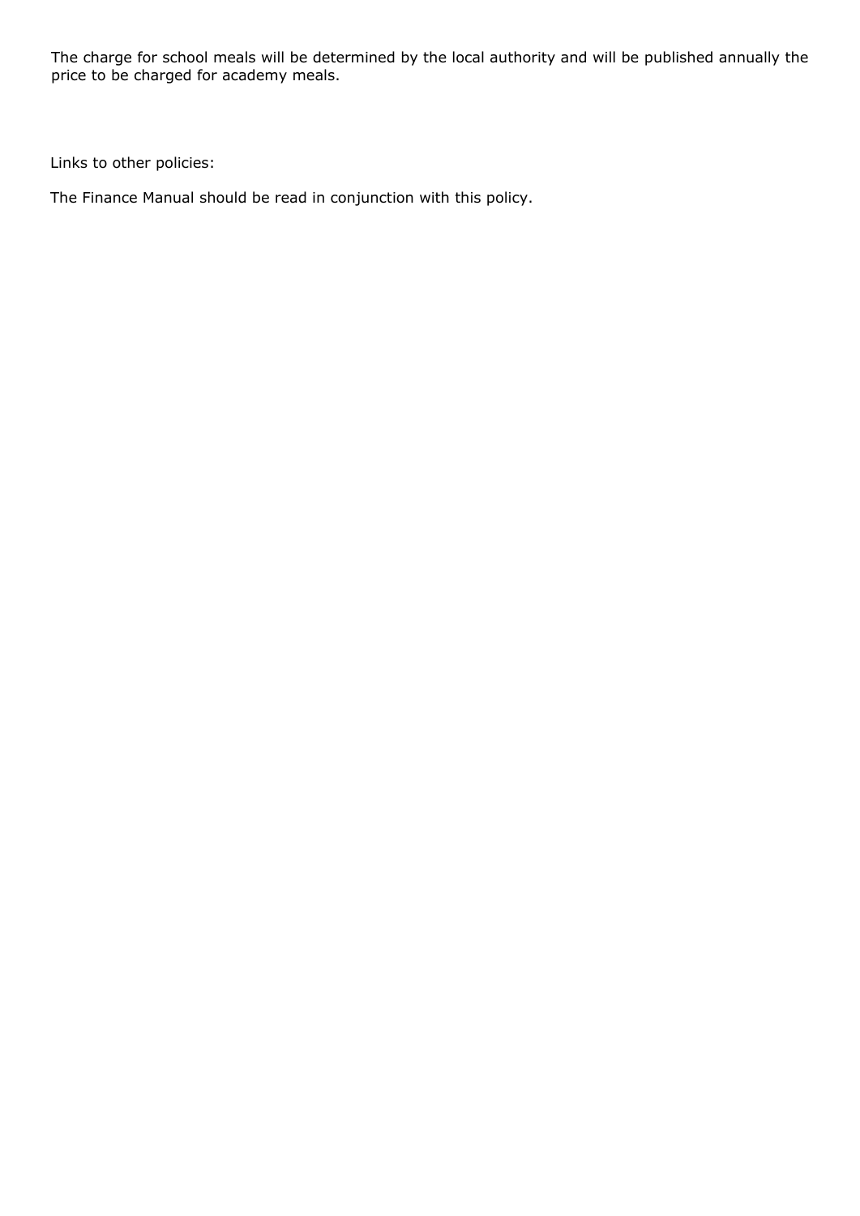The charge for school meals will be determined by the local authority and will be published annually the price to be charged for academy meals.

Links to other policies:

The Finance Manual should be read in conjunction with this policy.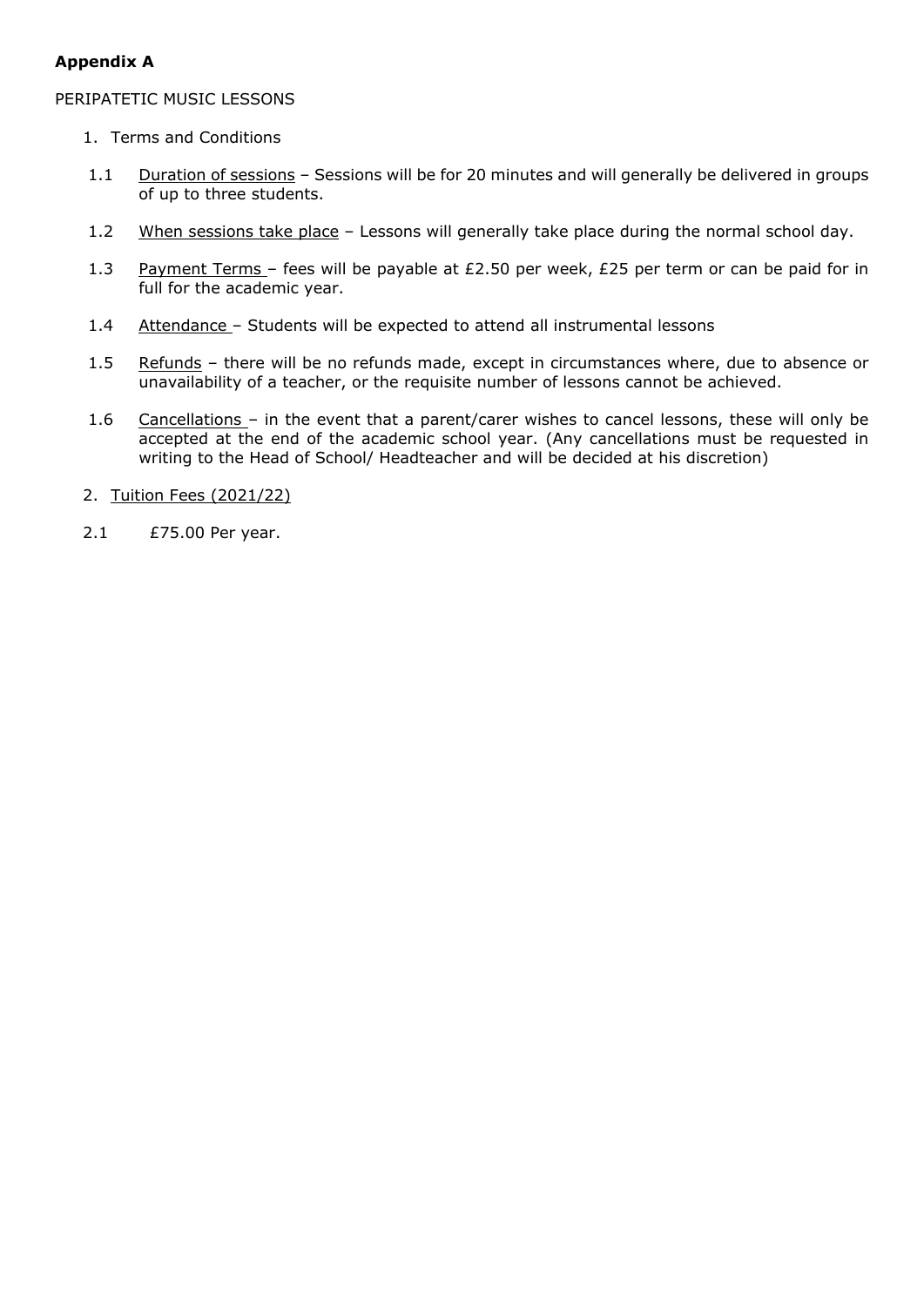**Appendix A**

PERIPATETIC MUSIC LESSONS

1. Terms and Conditions

1.1 Duration of sessions – Sessions will be for 20 minutes and will generally be delivered in groups of up to three students.

1.2 When sessions take place – Lessons will generally take place during the normal school day.

1.3 Payment Terms – fees will be payable at £2.50 per week, £25 per term or can be paid for in full for the academic year.

1.4 Attendance – Students will be expected to attend all instrumental lessons

1.5 Refunds – there will be no refunds made, except in circumstances where, due to absence or unavailability of a teacher, or the requisite number of lessons cannot be achieved.

1.6 Cancellations – in the event that a parent/carer wishes to cancel lessons, these will only be accepted at the end of the academic school year. (Any cancellations must be requested in writing to the Head of School/ Headteacher and will be decided at his discretion)

2. Tuition Fees (2021/22)

2.1 £75.00 Per year.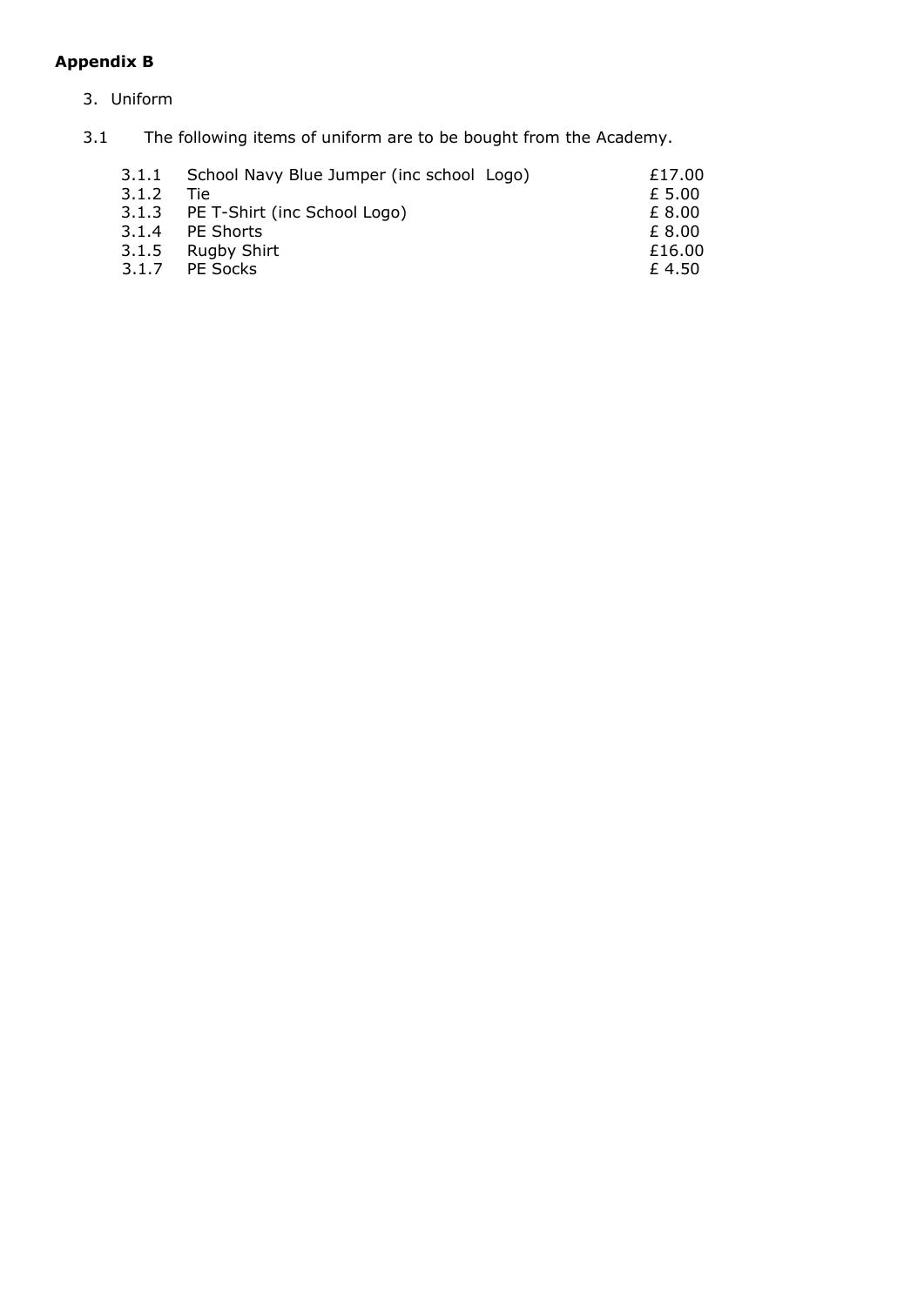**Appendix B**

3. Uniform

3.1 The following items of uniform are to be bought from the Academy.

| | | |
|---|---|---|
| 3.1.1 | School Navy Blue Jumper (inc school Logo) | £17.00 |
| 3.1.2 | Tie | £ 5.00 |
| 3.1.3 | PE T-Shirt (inc School Logo) | £ 8.00 |
| 3.1.4 | PE Shorts | £ 8.00 |
| 3.1.5 | Rugby Shirt | £16.00 |
| 3.1.7 | PE Socks | £ 4.50 |